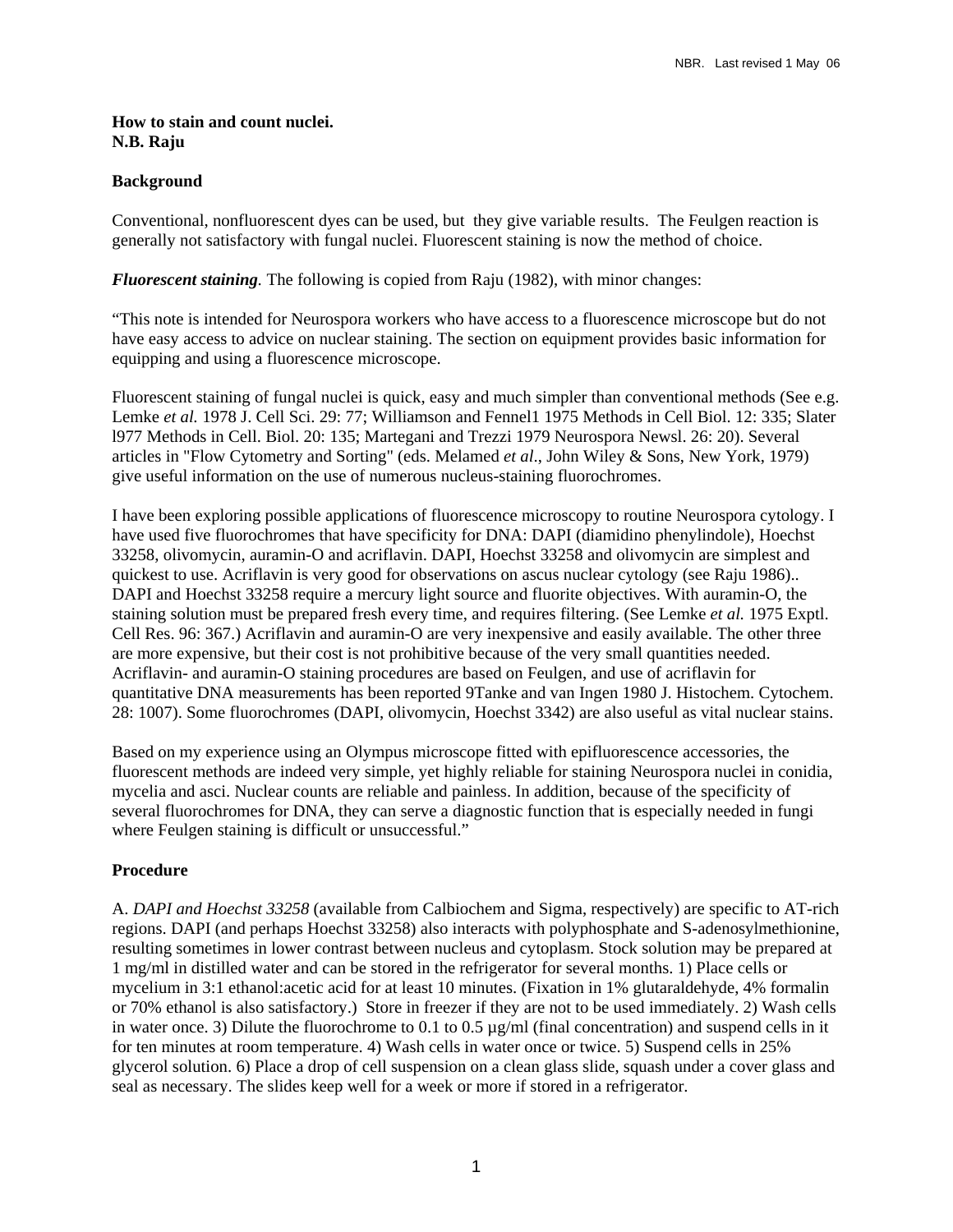**How to stain and count nuclei.**
**N.B. Raju**

**Background**

Conventional, nonfluorescent dyes can be used, but they give variable results. The Feulgen reaction is generally not satisfactory with fungal nuclei. Fluorescent staining is now the method of choice.

***Fluorescent staining***. The following is copied from Raju (1982), with minor changes:

"This note is intended for Neurospora workers who have access to a fluorescence microscope but do not have easy access to advice on nuclear staining. The section on equipment provides basic information for equipping and using a fluorescence microscope.

Fluorescent staining of fungal nuclei is quick, easy and much simpler than conventional methods (See e.g. Lemke *et al.* 1978 J. Cell Sci. 29: 77; Williamson and Fennel1 1975 Methods in Cell Biol. 12: 335; Slater l977 Methods in Cell. Biol. 20: 135; Martegani and Trezzi 1979 Neurospora Newsl. 26: 20). Several articles in "Flow Cytometry and Sorting" (eds. Melamed *et al*., John Wiley & Sons, New York, 1979) give useful information on the use of numerous nucleus-staining fluorochromes.

I have been exploring possible applications of fluorescence microscopy to routine Neurospora cytology. I have used five fluorochromes that have specificity for DNA: DAPI (diamidino phenylindole), Hoechst 33258, olivomycin, auramin-O and acriflavin. DAPI, Hoechst 33258 and olivomycin are simplest and quickest to use. Acriflavin is very good for observations on ascus nuclear cytology (see Raju 1986).. DAPI and Hoechst 33258 require a mercury light source and fluorite objectives. With auramin-O, the staining solution must be prepared fresh every time, and requires filtering. (See Lemke *et al.* 1975 Exptl. Cell Res. 96: 367.) Acriflavin and auramin-O are very inexpensive and easily available. The other three are more expensive, but their cost is not prohibitive because of the very small quantities needed. Acriflavin- and auramin-O staining procedures are based on Feulgen, and use of acriflavin for quantitative DNA measurements has been reported 9Tanke and van Ingen 1980 J. Histochem. Cytochem. 28: 1007). Some fluorochromes (DAPI, olivomycin, Hoechst 3342) are also useful as vital nuclear stains.

Based on my experience using an Olympus microscope fitted with epifluorescence accessories, the fluorescent methods are indeed very simple, yet highly reliable for staining Neurospora nuclei in conidia, mycelia and asci. Nuclear counts are reliable and painless. In addition, because of the specificity of several fluorochromes for DNA, they can serve a diagnostic function that is especially needed in fungi where Feulgen staining is difficult or unsuccessful."

**Procedure**

A. *DAPI and Hoechst 33258* (available from Calbiochem and Sigma, respectively) are specific to AT-rich regions. DAPI (and perhaps Hoechst 33258) also interacts with polyphosphate and S-adenosylmethionine, resulting sometimes in lower contrast between nucleus and cytoplasm. Stock solution may be prepared at 1 mg/ml in distilled water and can be stored in the refrigerator for several months. 1) Place cells or mycelium in 3:1 ethanol:acetic acid for at least 10 minutes. (Fixation in 1% glutaraldehyde, 4% formalin or 70% ethanol is also satisfactory.) Store in freezer if they are not to be used immediately. 2) Wash cells in water once. 3) Dilute the fluorochrome to 0.1 to 0.5 µg/ml (final concentration) and suspend cells in it for ten minutes at room temperature. 4) Wash cells in water once or twice. 5) Suspend cells in 25% glycerol solution. 6) Place a drop of cell suspension on a clean glass slide, squash under a cover glass and seal as necessary. The slides keep well for a week or more if stored in a refrigerator.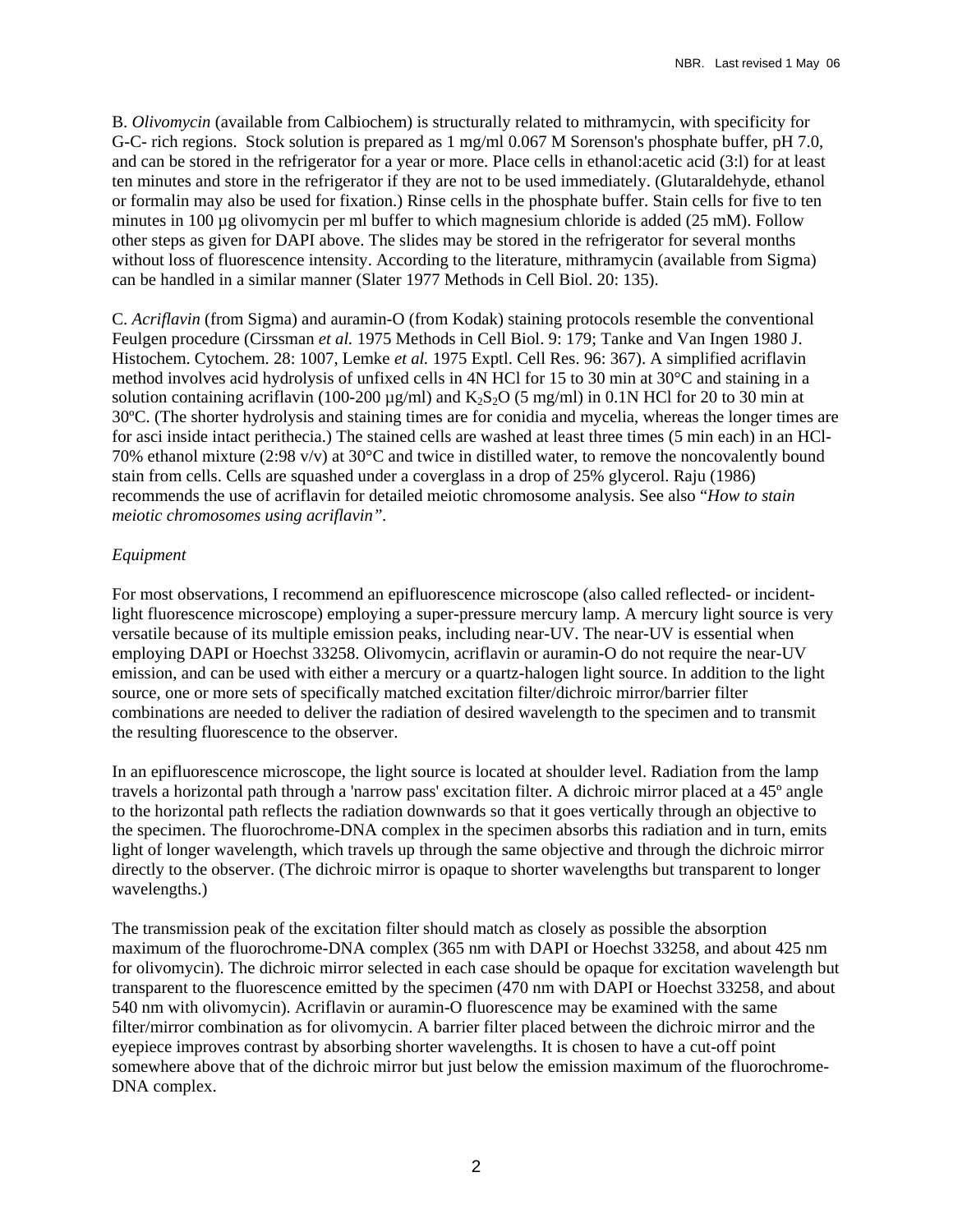B. *Olivomycin* (available from Calbiochem) is structurally related to mithramycin, with specificity for G-C- rich regions. Stock solution is prepared as 1 mg/ml 0.067 M Sorenson's phosphate buffer, pH 7.0, and can be stored in the refrigerator for a year or more. Place cells in ethanol:acetic acid (3:l) for at least ten minutes and store in the refrigerator if they are not to be used immediately. (Glutaraldehyde, ethanol or formalin may also be used for fixation.) Rinse cells in the phosphate buffer. Stain cells for five to ten minutes in 100 µg olivomycin per ml buffer to which magnesium chloride is added (25 mM). Follow other steps as given for DAPI above. The slides may be stored in the refrigerator for several months without loss of fluorescence intensity. According to the literature, mithramycin (available from Sigma) can be handled in a similar manner (Slater 1977 Methods in Cell Biol. 20: 135).

C. *Acriflavin* (from Sigma) and auramin-O (from Kodak) staining protocols resemble the conventional Feulgen procedure (Cirssman *et al.* 1975 Methods in Cell Biol. 9: 179; Tanke and Van Ingen 1980 J. Histochem. Cytochem. 28: 1007, Lemke *et al.* 1975 Exptl. Cell Res. 96: 367). A simplified acriflavin method involves acid hydrolysis of unfixed cells in 4N HCl for 15 to 30 min at 30°C and staining in a solution containing acriflavin (100-200 µg/ml) and $K_2S_2O$ (5 mg/ml) in 0.1N HCl for 20 to 30 min at 30ºC. (The shorter hydrolysis and staining times are for conidia and mycelia, whereas the longer times are for asci inside intact perithecia.) The stained cells are washed at least three times (5 min each) in an HCl-70% ethanol mixture (2:98 v/v) at 30°C and twice in distilled water, to remove the noncovalently bound stain from cells. Cells are squashed under a coverglass in a drop of 25% glycerol. Raju (1986) recommends the use of acriflavin for detailed meiotic chromosome analysis. See also "*How to stain meiotic chromosomes using acriflavin*".

*Equipment*

For most observations, I recommend an epifluorescence microscope (also called reflected- or incident-light fluorescence microscope) employing a super-pressure mercury lamp. A mercury light source is very versatile because of its multiple emission peaks, including near-UV. The near-UV is essential when employing DAPI or Hoechst 33258. Olivomycin, acriflavin or auramin-O do not require the near-UV emission, and can be used with either a mercury or a quartz-halogen light source. In addition to the light source, one or more sets of specifically matched excitation filter/dichroic mirror/barrier filter combinations are needed to deliver the radiation of desired wavelength to the specimen and to transmit the resulting fluorescence to the observer.

In an epifluorescence microscope, the light source is located at shoulder level. Radiation from the lamp travels a horizontal path through a 'narrow pass' excitation filter. A dichroic mirror placed at a 45º angle to the horizontal path reflects the radiation downwards so that it goes vertically through an objective to the specimen. The fluorochrome-DNA complex in the specimen absorbs this radiation and in turn, emits light of longer wavelength, which travels up through the same objective and through the dichroic mirror directly to the observer. (The dichroic mirror is opaque to shorter wavelengths but transparent to longer wavelengths.)

The transmission peak of the excitation filter should match as closely as possible the absorption maximum of the fluorochrome-DNA complex (365 nm with DAPI or Hoechst 33258, and about 425 nm for olivomycin). The dichroic mirror selected in each case should be opaque for excitation wavelength but transparent to the fluorescence emitted by the specimen (470 nm with DAPI or Hoechst 33258, and about 540 nm with olivomycin). Acriflavin or auramin-O fluorescence may be examined with the same filter/mirror combination as for olivomycin. A barrier filter placed between the dichroic mirror and the eyepiece improves contrast by absorbing shorter wavelengths. It is chosen to have a cut-off point somewhere above that of the dichroic mirror but just below the emission maximum of the fluorochrome-DNA complex.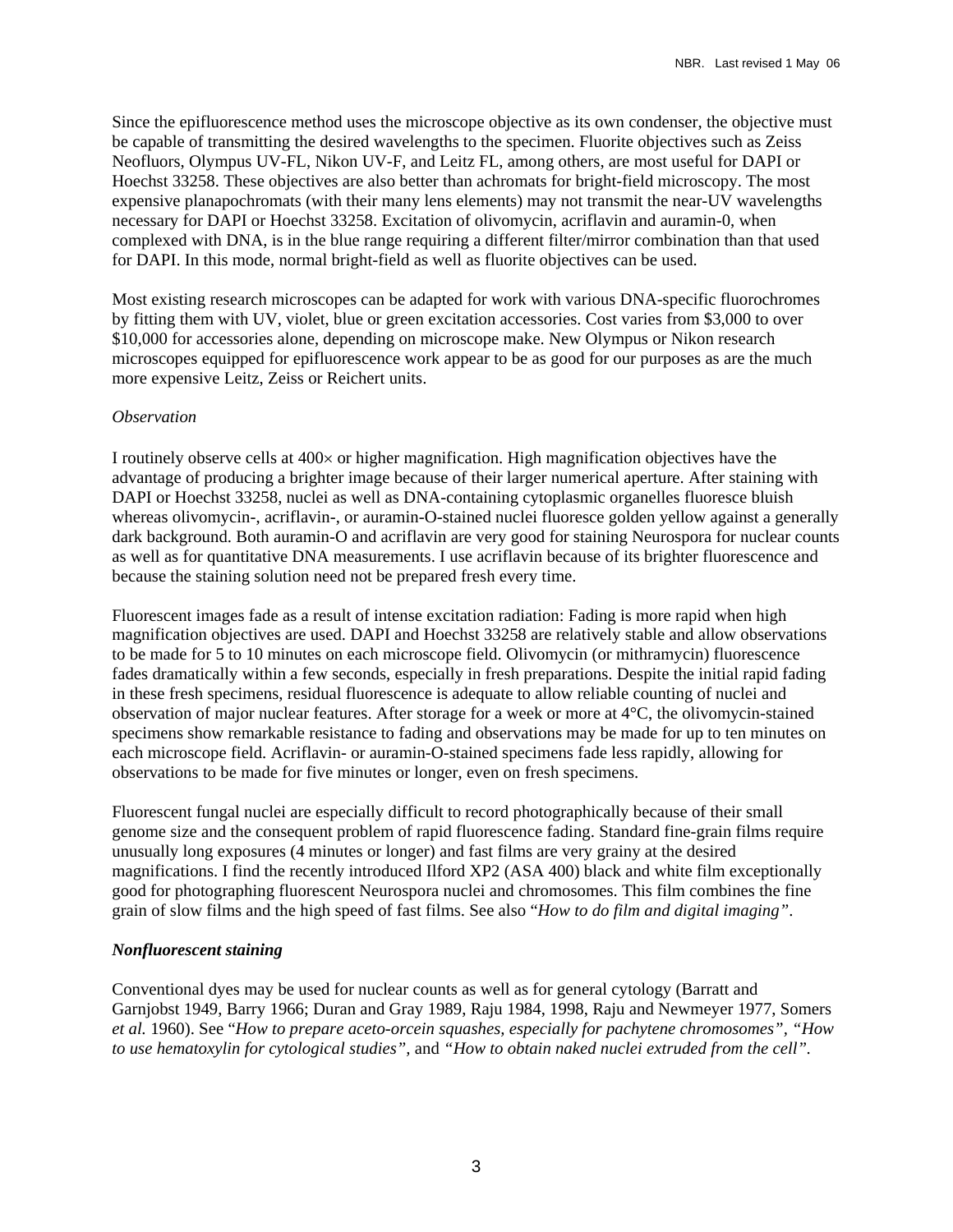Since the epifluorescence method uses the microscope objective as its own condenser, the objective must be capable of transmitting the desired wavelengths to the specimen. Fluorite objectives such as Zeiss Neofluors, Olympus UV-FL, Nikon UV-F, and Leitz FL, among others, are most useful for DAPI or Hoechst 33258. These objectives are also better than achromats for bright-field microscopy. The most expensive planapochromats (with their many lens elements) may not transmit the near-UV wavelengths necessary for DAPI or Hoechst 33258. Excitation of olivomycin, acriflavin and auramin-0, when complexed with DNA, is in the blue range requiring a different filter/mirror combination than that used for DAPI. In this mode, normal bright-field as well as fluorite objectives can be used.

Most existing research microscopes can be adapted for work with various DNA-specific fluorochromes by fitting them with UV, violet, blue or green excitation accessories. Cost varies from $3,000 to over $10,000 for accessories alone, depending on microscope make. New Olympus or Nikon research microscopes equipped for epifluorescence work appear to be as good for our purposes as are the much more expensive Leitz, Zeiss or Reichert units.

*Observation*

I routinely observe cells at 400× or higher magnification. High magnification objectives have the advantage of producing a brighter image because of their larger numerical aperture. After staining with DAPI or Hoechst 33258, nuclei as well as DNA-containing cytoplasmic organelles fluoresce bluish whereas olivomycin-, acriflavin-, or auramin-O-stained nuclei fluoresce golden yellow against a generally dark background. Both auramin-O and acriflavin are very good for staining Neurospora for nuclear counts as well as for quantitative DNA measurements. I use acriflavin because of its brighter fluorescence and because the staining solution need not be prepared fresh every time.

Fluorescent images fade as a result of intense excitation radiation: Fading is more rapid when high magnification objectives are used. DAPI and Hoechst 33258 are relatively stable and allow observations to be made for 5 to 10 minutes on each microscope field. Olivomycin (or mithramycin) fluorescence fades dramatically within a few seconds, especially in fresh preparations. Despite the initial rapid fading in these fresh specimens, residual fluorescence is adequate to allow reliable counting of nuclei and observation of major nuclear features. After storage for a week or more at 4°C, the olivomycin-stained specimens show remarkable resistance to fading and observations may be made for up to ten minutes on each microscope field. Acriflavin- or auramin-O-stained specimens fade less rapidly, allowing for observations to be made for five minutes or longer, even on fresh specimens.

Fluorescent fungal nuclei are especially difficult to record photographically because of their small genome size and the consequent problem of rapid fluorescence fading. Standard fine-grain films require unusually long exposures (4 minutes or longer) and fast films are very grainy at the desired magnifications. I find the recently introduced Ilford XP2 (ASA 400) black and white film exceptionally good for photographing fluorescent Neurospora nuclei and chromosomes. This film combines the fine grain of slow films and the high speed of fast films. See also "*How to do film and digital imaging"*.

***Nonfluorescent staining***

Conventional dyes may be used for nuclear counts as well as for general cytology (Barratt and Garnjobst 1949, Barry 1966; Duran and Gray 1989, Raju 1984, 1998, Raju and Newmeyer 1977, Somers *et al.* 1960). See "*How to prepare aceto-orcein squashes, especially for pachytene chromosomes"*, *"How to use hematoxylin for cytological studies",* and *"How to obtain naked nuclei extruded from the cell"*.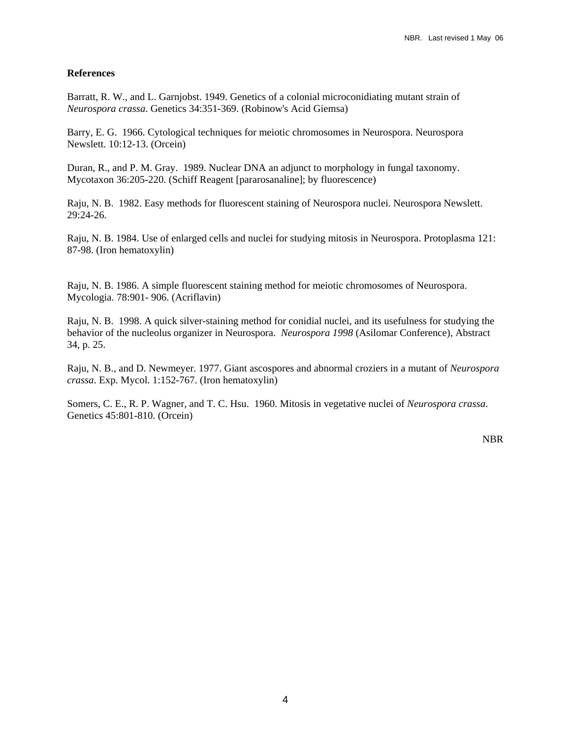**References**

Barratt, R. W., and L. Garnjobst. 1949. Genetics of a colonial microconidiating mutant strain of *Neurospora crassa*. Genetics 34:351-369. (Robinow's Acid Giemsa)

Barry, E. G. 1966. Cytological techniques for meiotic chromosomes in Neurospora. Neurospora Newslett. 10:12-13. (Orcein)

Duran, R., and P. M. Gray. 1989. Nuclear DNA an adjunct to morphology in fungal taxonomy. Mycotaxon 36:205-220. (Schiff Reagent [pararosanaline]; by fluorescence)

Raju, N. B. 1982. Easy methods for fluorescent staining of Neurospora nuclei. Neurospora Newslett. 29:24-26.

Raju, N. B. 1984. Use of enlarged cells and nuclei for studying mitosis in Neurospora. Protoplasma 121: 87-98. (Iron hematoxylin)

Raju, N. B. 1986. A simple fluorescent staining method for meiotic chromosomes of Neurospora. Mycologia. 78:901- 906. (Acriflavin)

Raju, N. B. 1998. A quick silver-staining method for conidial nuclei, and its usefulness for studying the behavior of the nucleolus organizer in Neurospora. *Neurospora 1998* (Asilomar Conference), Abstract 34, p. 25.

Raju, N. B., and D. Newmeyer. 1977. Giant ascospores and abnormal croziers in a mutant of *Neurospora crassa*. Exp. Mycol. 1:152-767. (Iron hematoxylin)

Somers, C. E., R. P. Wagner, and T. C. Hsu. 1960. Mitosis in vegetative nuclei of *Neurospora crassa*. Genetics 45:801-810. (Orcein)

NBR